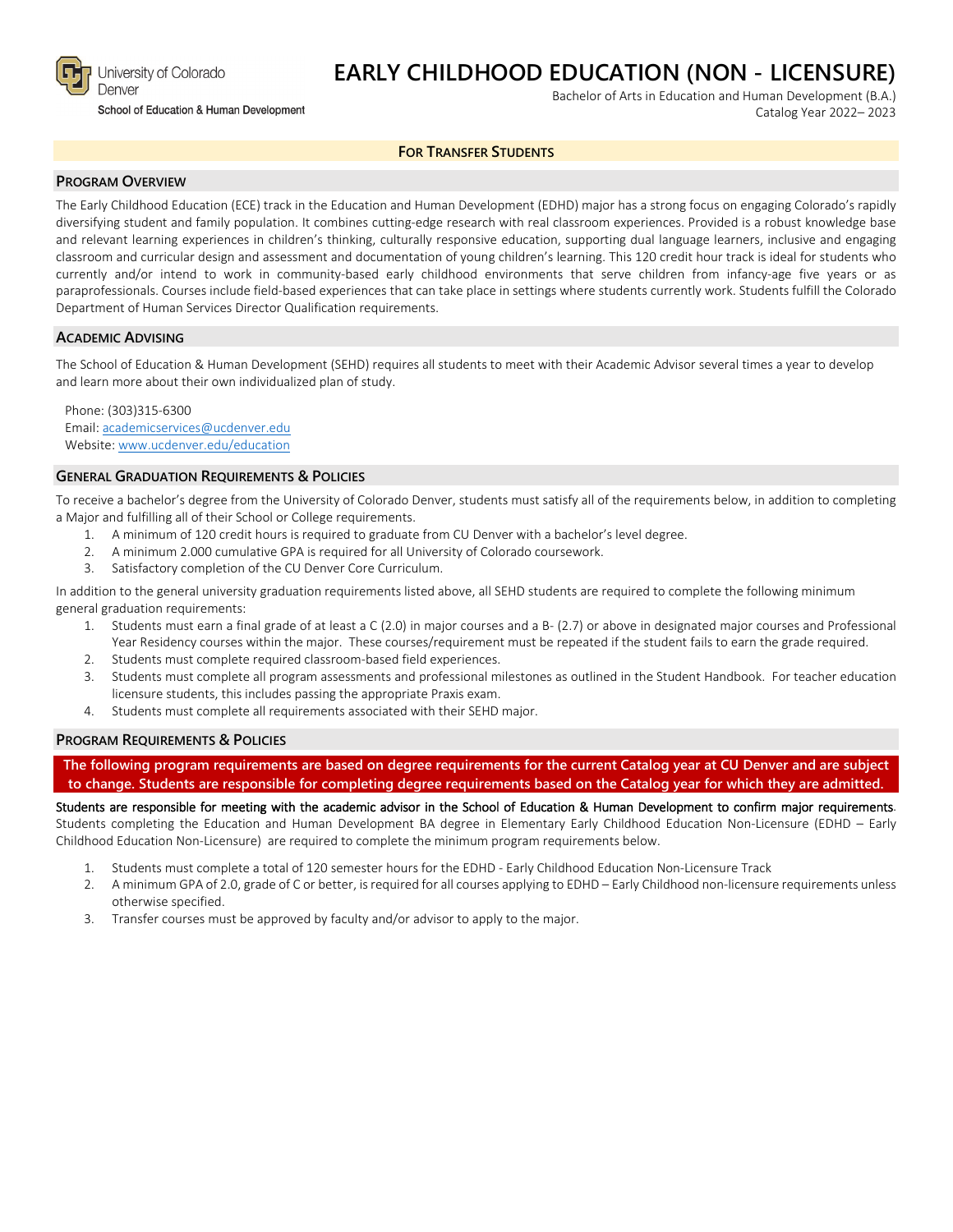University of Colorado Denver
School of Education & Human Development

# EARLY CHILDHOOD EDUCATION (NON - LICENSURE)

Bachelor of Arts in Education and Human Development (B.A.)
Catalog Year 2022– 2023

**FOR TRANSFER STUDENTS**

## PROGRAM OVERVIEW

The Early Childhood Education (ECE) track in the Education and Human Development (EDHD) major has a strong focus on engaging Colorado's rapidly diversifying student and family population. It combines cutting-edge research with real classroom experiences. Provided is a robust knowledge base and relevant learning experiences in children's thinking, culturally responsive education, supporting dual language learners, inclusive and engaging classroom and curricular design and assessment and documentation of young children's learning. This 120 credit hour track is ideal for students who currently and/or intend to work in community-based early childhood environments that serve children from infancy-age five years or as paraprofessionals. Courses include field-based experiences that can take place in settings where students currently work. Students fulfill the Colorado Department of Human Services Director Qualification requirements.

## ACADEMIC ADVISING

The School of Education & Human Development (SEHD) requires all students to meet with their Academic Advisor several times a year to develop and learn more about their own individualized plan of study.

Phone: (303)315-6300
Email: academicservices@ucdenver.edu
Website: www.ucdenver.edu/education

## GENERAL GRADUATION REQUIREMENTS & POLICIES

To receive a bachelor's degree from the University of Colorado Denver, students must satisfy all of the requirements below, in addition to completing a Major and fulfilling all of their School or College requirements.

1. A minimum of 120 credit hours is required to graduate from CU Denver with a bachelor's level degree.
2. A minimum 2.000 cumulative GPA is required for all University of Colorado coursework.
3. Satisfactory completion of the CU Denver Core Curriculum.

In addition to the general university graduation requirements listed above, all SEHD students are required to complete the following minimum general graduation requirements:

1. Students must earn a final grade of at least a C (2.0) in major courses and a B- (2.7) or above in designated major courses and Professional Year Residency courses within the major. These courses/requirement must be repeated if the student fails to earn the grade required.
2. Students must complete required classroom-based field experiences.
3. Students must complete all program assessments and professional milestones as outlined in the Student Handbook. For teacher education licensure students, this includes passing the appropriate Praxis exam.
4. Students must complete all requirements associated with their SEHD major.

## PROGRAM REQUIREMENTS & POLICIES

**The following program requirements are based on degree requirements for the current Catalog year at CU Denver and are subject to change. Students are responsible for completing degree requirements based on the Catalog year for which they are admitted.**

Students are responsible for meeting with the academic advisor in the School of Education & Human Development to confirm major requirements. Students completing the Education and Human Development BA degree in Elementary Early Childhood Education Non-Licensure (EDHD – Early Childhood Education Non-Licensure) are required to complete the minimum program requirements below.

1. Students must complete a total of 120 semester hours for the EDHD - Early Childhood Education Non-Licensure Track
2. A minimum GPA of 2.0, grade of C or better, is required for all courses applying to EDHD – Early Childhood non-licensure requirements unless otherwise specified.
3. Transfer courses must be approved by faculty and/or advisor to apply to the major.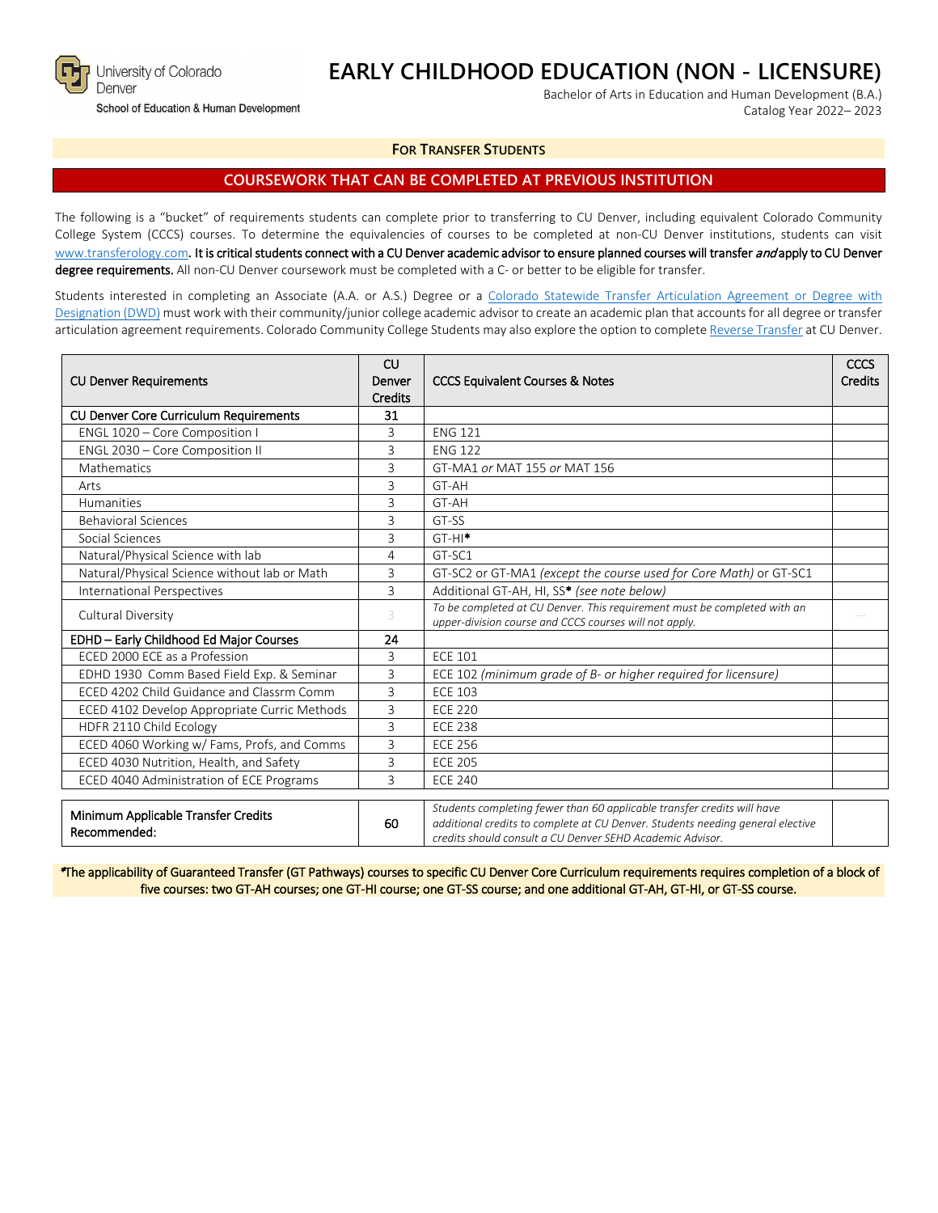University of Colorado Denver
School of Education & Human Development

# EARLY CHILDHOOD EDUCATION (NON - LICENSURE)

Bachelor of Arts in Education and Human Development (B.A.)
Catalog Year 2022– 2023

**FOR TRANSFER STUDENTS**

## COURSEWORK THAT CAN BE COMPLETED AT PREVIOUS INSTITUTION

The following is a "bucket" of requirements students can complete prior to transferring to CU Denver, including equivalent Colorado Community College System (CCCS) courses. To determine the equivalencies of courses to be completed at non-CU Denver institutions, students can visit www.transferology.com. **It is critical students connect with a CU Denver academic advisor to ensure planned courses will transfer *and* apply to CU Denver degree requirements.** All non-CU Denver coursework must be completed with a C- or better to be eligible for transfer.

Students interested in completing an Associate (A.A. or A.S.) Degree or a Colorado Statewide Transfer Articulation Agreement or Degree with Designation (DWD) must work with their community/junior college academic advisor to create an academic plan that accounts for all degree or transfer articulation agreement requirements. Colorado Community College Students may also explore the option to complete Reverse Transfer at CU Denver.

| CU Denver Requirements | CU Denver Credits | CCCS Equivalent Courses & Notes | CCCS Credits |
|---|---|---|---|
| **CU Denver Core Curriculum Requirements** | **31** | | |
| ENGL 1020 – Core Composition I | 3 | ENG 121 | |
| ENGL 2030 – Core Composition II | 3 | ENG 122 | |
| Mathematics | 3 | GT-MA1 *or* MAT 155 *or* MAT 156 | |
| Arts | 3 | GT-AH | |
| Humanities | 3 | GT-AH | |
| Behavioral Sciences | 3 | GT-SS | |
| Social Sciences | 3 | GT-HI* | |
| Natural/Physical Science with lab | 4 | GT-SC1 | |
| Natural/Physical Science without lab or Math | 3 | GT-SC2 or GT-MA1 *(except the course used for Core Math)* or GT-SC1 | |
| International Perspectives | 3 | Additional GT-AH, HI, SS* *(see note below)* | |
| Cultural Diversity | 3 | *To be completed at CU Denver. This requirement must be completed with an upper-division course and CCCS courses will not apply.* | --- |
| **EDHD – Early Childhood Ed Major Courses** | **24** | | |
| ECED 2000 ECE as a Profession | 3 | ECE 101 | |
| EDHD 1930 Comm Based Field Exp. & Seminar | 3 | ECE 102 *(minimum grade of B- or higher required for licensure)* | |
| ECED 4202 Child Guidance and Classrm Comm | 3 | ECE 103 | |
| ECED 4102 Develop Appropriate Curric Methods | 3 | ECE 220 | |
| HDFR 2110 Child Ecology | 3 | ECE 238 | |
| ECED 4060 Working w/ Fams, Profs, and Comms | 3 | ECE 256 | |
| ECED 4030 Nutrition, Health, and Safety | 3 | ECE 205 | |
| ECED 4040 Administration of ECE Programs | 3 | ECE 240 | |
| Minimum Applicable Transfer Credits Recommended: | 60 | *Students completing fewer than 60 applicable transfer credits will have additional credits to complete at CU Denver. Students needing general elective credits should consult a CU Denver SEHD Academic Advisor.* | |

*The applicability of Guaranteed Transfer (GT Pathways) courses to specific CU Denver Core Curriculum requirements requires completion of a block of five courses: two GT-AH courses; one GT-HI course; one GT-SS course; and one additional GT-AH, GT-HI, or GT-SS course.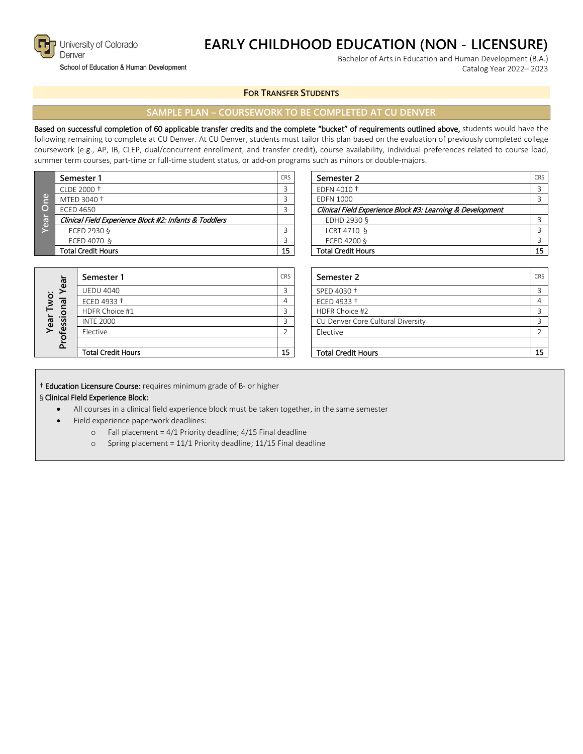# EARLY CHILDHOOD EDUCATION (NON - LICENSURE)

Bachelor of Arts in Education and Human Development (B.A.)
Catalog Year 2022– 2023

**FOR TRANSFER STUDENTS**

## SAMPLE PLAN – COURSEWORK TO BE COMPLETED AT CU DENVER

**Based on successful completion of 60 applicable transfer credits and the complete "bucket" of requirements outlined above,** students would have the following remaining to complete at CU Denver. At CU Denver, students must tailor this plan based on the evaluation of previously completed college coursework (e.g., AP, IB, CLEP, dual/concurrent enrollment, and transfer credit), course availability, individual preferences related to course load, summer term courses, part-time or full-time student status, or add-on programs such as minors or double-majors.

**Year One**

| Semester 1 | CRS | Semester 2 | CRS |
|---|---|---|---|
| CLDE 2000 † | 3 | EDFN 4010 † | 3 |
| MTED 3040 † | 3 | EDFN 1000 | 3 |
| ECED 4650 | 3 | *Clinical Field Experience Block #3: Learning & Development* | |
| *Clinical Field Experience Block #2: Infants & Toddlers* | | EDHD 2930 § | 3 |
| ECED 2930 § | 3 | LCRT 4710 § | 3 |
| ECED 4070 § | 3 | ECED 4200 § | 3 |
| Total Credit Hours | 15 | Total Credit Hours | 15 |

**Year Two: Professional Year**

| Semester 1 | CRS | Semester 2 | CRS |
|---|---|---|---|
| UEDU 4040 | 3 | SPED 4030 † | 3 |
| ECED 4933 † | 4 | ECED 4933 † | 4 |
| HDFR Choice #1 | 3 | HDFR Choice #2 | 3 |
| INTE 2000 | 3 | CU Denver Core Cultural Diversity | 3 |
| Elective | 2 | Elective | 2 |
| | | | |
| Total Credit Hours | 15 | Total Credit Hours | 15 |

† **Education Licensure Course:** requires minimum grade of B- or higher

§ **Clinical Field Experience Block:**

- All courses in a clinical field experience block must be taken together, in the same semester
- Field experience paperwork deadlines:
  - Fall placement = 4/1 Priority deadline; 4/15 Final deadline
  - Spring placement = 11/1 Priority deadline; 11/15 Final deadline